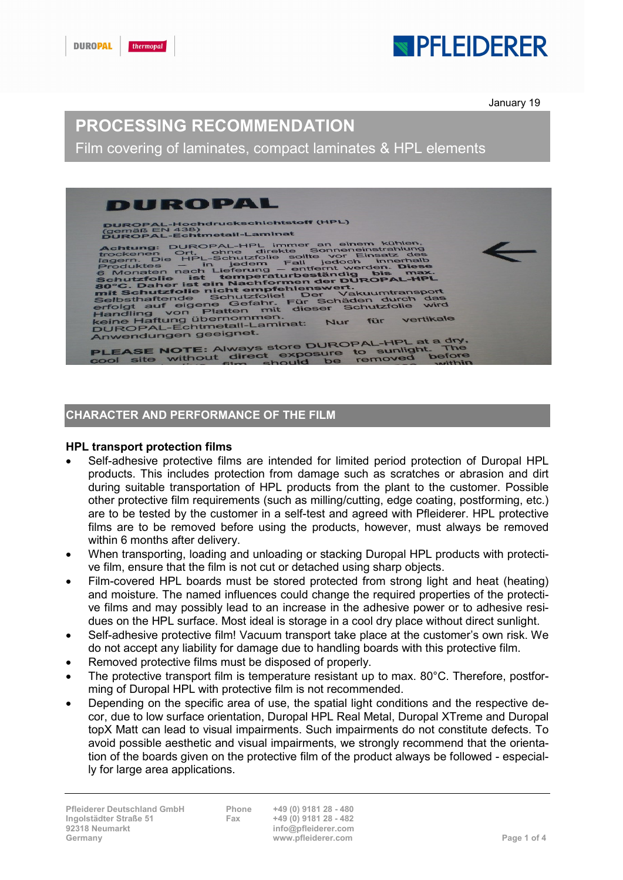January 19

# PROCESSING RECOMMENDATION

Film covering of laminates, compact laminates & HPL elements

## CHARACTER AND PERFORMANCE OF THE FILM

### HPL transport protection films

- Self-adhesive protective films are intended for limited period protection of Duropal HPL products. This includes protection from damage such as scratches or abrasion and dirt during suitable transportation of HPL products from the plant to the customer. Possible other protective film requirements (such as milling/cutting, edge coating, postforming, etc.) are to be tested by the customer in a self-test and agreed with Pfleiderer. HPL protective films are to be removed before using the products, however, must always be removed within 6 months after delivery.
- When transporting, loading and unloading or stacking Duropal HPL products with protective film, ensure that the film is not cut or detached using sharp objects.
- Film-covered HPL boards must be stored protected from strong light and heat (heating) and moisture. The named influences could change the required properties of the protective films and may possibly lead to an increase in the adhesive power or to adhesive residues on the HPL surface. Most ideal is storage in a cool dry place without direct sunlight.
- Self-adhesive protective film! Vacuum transport take place at the customer's own risk. We do not accept any liability for damage due to handling boards with this protective film.
- Removed protective films must be disposed of properly.
- The protective transport film is temperature resistant up to max. 80°C. Therefore, postforming of Duropal HPL with protective film is not recommended.
- Depending on the specific area of use, the spatial light conditions and the respective decor, due to low surface orientation, Duropal HPL Real Metal, Duropal XTreme and Duropal topX Matt can lead to visual impairments. Such impairments do not constitute defects. To avoid possible aesthetic and visual impairments, we strongly recommend that the orientation of the boards given on the protective film of the product always be followed - especially for large area applications.

Pfleiderer Deutschland GmbH
Ingolstädter Straße 51
92318 Neumarkt
Germany

Phone +49 (0) 9181 28 - 480
Fax +49 (0) 9181 28 - 482
info@pfleiderer.com
www.pfleiderer.com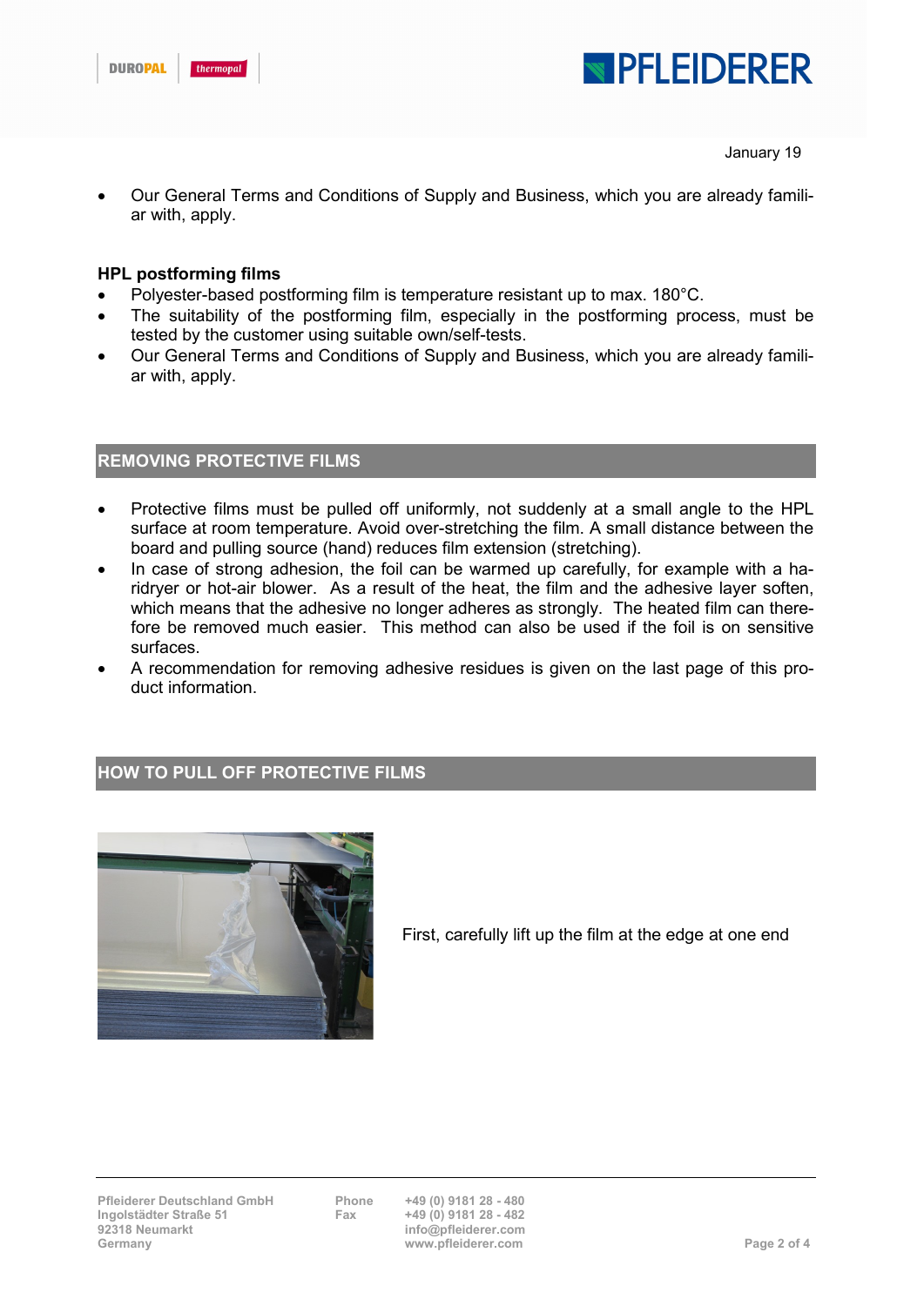January 19

- Our General Terms and Conditions of Supply and Business, which you are already familiar with, apply.

**HPL postforming films**

- Polyester-based postforming film is temperature resistant up to max. 180°C.
- The suitability of the postforming film, especially in the postforming process, must be tested by the customer using suitable own/self-tests.
- Our General Terms and Conditions of Supply and Business, which you are already familiar with, apply.

## REMOVING PROTECTIVE FILMS

- Protective films must be pulled off uniformly, not suddenly at a small angle to the HPL surface at room temperature. Avoid over-stretching the film. A small distance between the board and pulling source (hand) reduces film extension (stretching).
- In case of strong adhesion, the foil can be warmed up carefully, for example with a hairdryer or hot-air blower. As a result of the heat, the film and the adhesive layer soften, which means that the adhesive no longer adheres as strongly. The heated film can therefore be removed much easier. This method can also be used if the foil is on sensitive surfaces.
- A recommendation for removing adhesive residues is given on the last page of this product information.

## HOW TO PULL OFF PROTECTIVE FILMS

First, carefully lift up the film at the edge at one end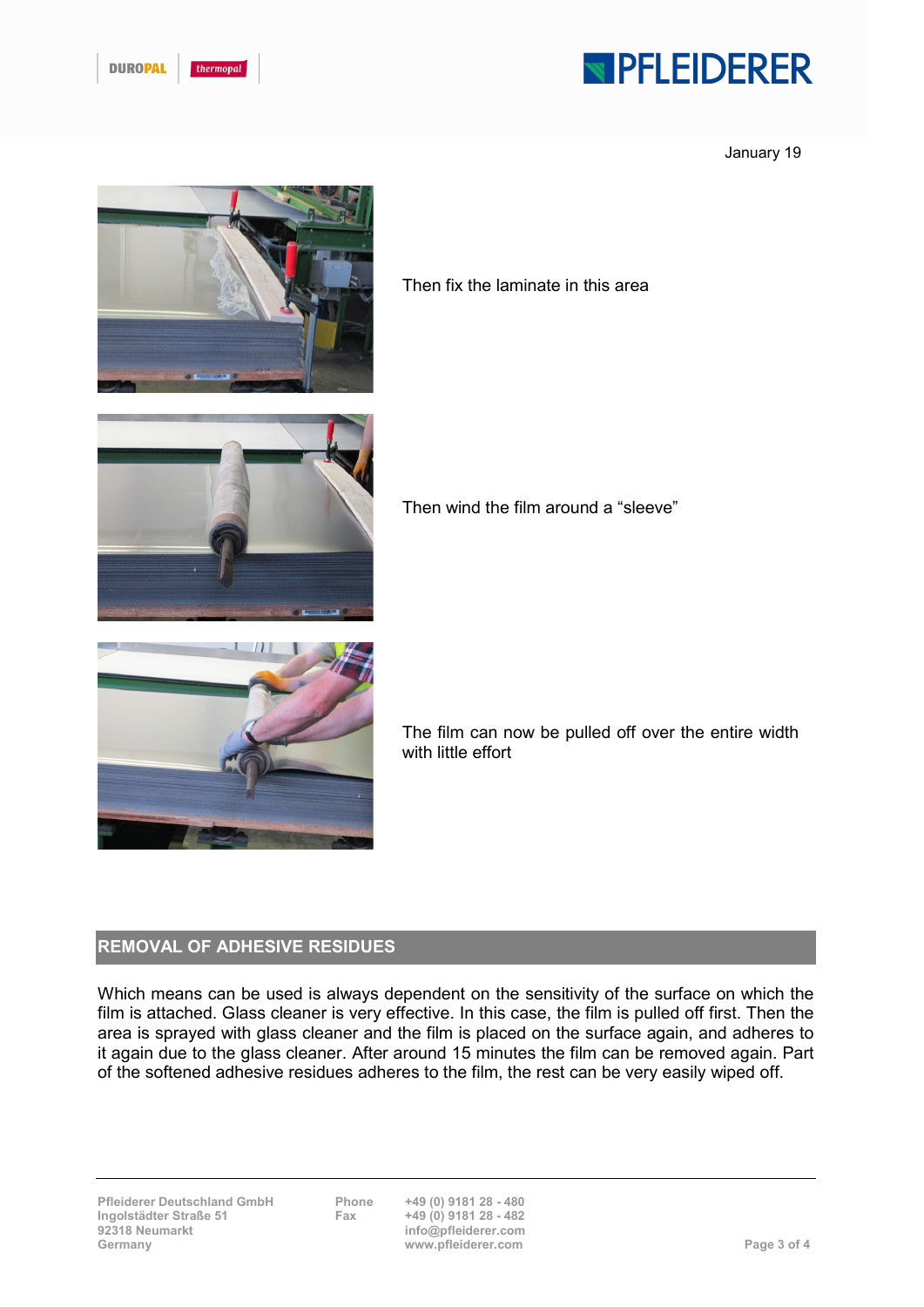January 19

Then fix the laminate in this area

Then wind the film around a “sleeve”

The film can now be pulled off over the entire width with little effort

## REMOVAL OF ADHESIVE RESIDUES

Which means can be used is always dependent on the sensitivity of the surface on which the film is attached. Glass cleaner is very effective. In this case, the film is pulled off first. Then the area is sprayed with glass cleaner and the film is placed on the surface again, and adheres to it again due to the glass cleaner. After around 15 minutes the film can be removed again. Part of the softened adhesive residues adheres to the film, the rest can be very easily wiped off.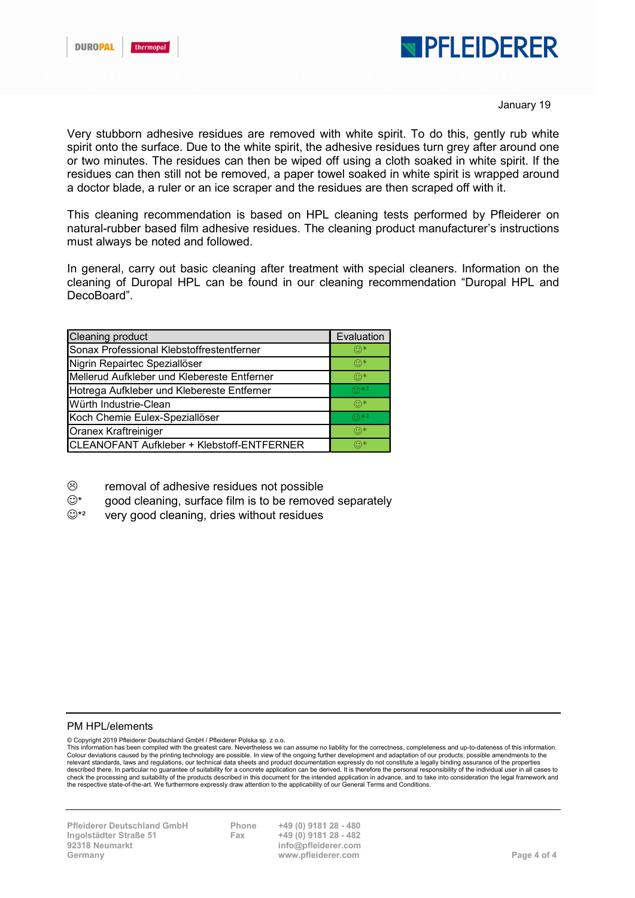January 19

Very stubborn adhesive residues are removed with white spirit. To do this, gently rub white spirit onto the surface. Due to the white spirit, the adhesive residues turn grey after around one or two minutes. The residues can then be wiped off using a cloth soaked in white spirit. If the residues can then still not be removed, a paper towel soaked in white spirit is wrapped around a doctor blade, a ruler or an ice scraper and the residues are then scraped off with it.

This cleaning recommendation is based on HPL cleaning tests performed by Pfleiderer on natural-rubber based film adhesive residues. The cleaning product manufacturer's instructions must always be noted and followed.

In general, carry out basic cleaning after treatment with special cleaners. Information on the cleaning of Duropal HPL can be found in our cleaning recommendation "Duropal HPL and DecoBoard".

| Cleaning product | Evaluation |
|---|---|
| Sonax Professional Klebstoffrestentferner | ☺* |
| Nigrin Repairtec Spezialköser | ☺* |
| Mellerud Aufkleber und Klebereste Entferner | ☺* |
| Hotrega Aufkleber und Klebereste Entferner | ☺*2 |
| Würth Industrie-Clean | ☺* |
| Koch Chemie Eulex-Speziallöser | ☺*2 |
| Oranex Kraftreiniger | ☺* |
| CLEANOFANT Aufkleber + Klebstoff-ENTFERNER | ☺* |

☹ removal of adhesive residues not possible

☺* good cleaning, surface film is to be removed separately

☺*2 very good cleaning, dries without residues

PM HPL/elements

© Copyright 2019 Pfleiderer Deutschland GmbH / Pfleiderer Polska sp. z o.o.
This information has been compiled with the greatest care. Nevertheless we can assume no liability for the correctness, completeness and up-to-dateness of this information. Colour deviations caused by the printing technology are possible. In view of the ongoing further development and adaptation of our products, possible amendments to the relevant standards, laws and regulations, our technical data sheets and product documentation expressly do not constitute a legally binding assurance of the properties described there. In particular no guarantee of suitability for a concrete application can be derived. It is therefore the personal responsibility of the individual user in all cases to check the processing and suitability of the products described in this document for the intended application in advance, and to take into consideration the legal framework and the respective state-of-the-art. We furthermore expressly draw attention to the applicability of our General Terms and Conditions.

Pfleiderer Deutschland GmbH
Ingolstädter Straße 51
92318 Neumarkt
Germany

Phone +49 (0) 9181 28 - 480
Fax +49 (0) 9181 28 - 482
info@pfleiderer.com
www.pfleiderer.com